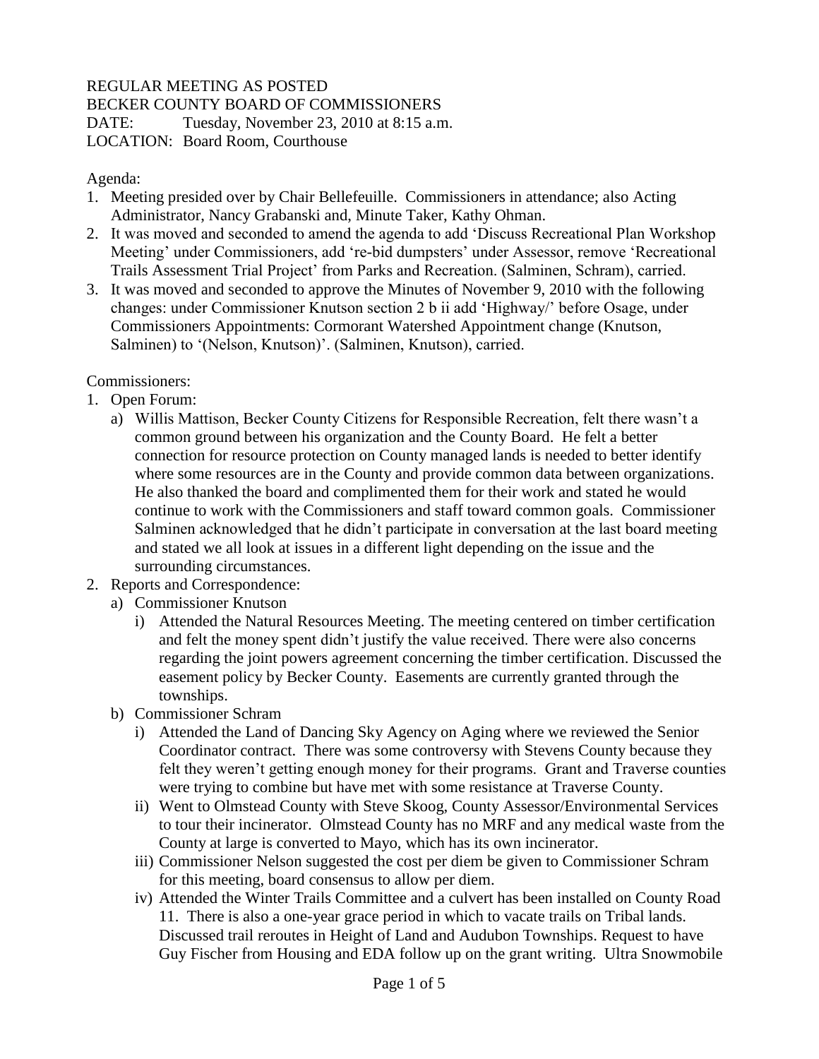REGULAR MEETING AS POSTED
BECKER COUNTY BOARD OF COMMISSIONERS
DATE: Tuesday, November 23, 2010 at 8:15 a.m.
LOCATION: Board Room, Courthouse

Agenda:

1. Meeting presided over by Chair Bellefeuille. Commissioners in attendance; also Acting Administrator, Nancy Grabanski and, Minute Taker, Kathy Ohman.
2. It was moved and seconded to amend the agenda to add 'Discuss Recreational Plan Workshop Meeting' under Commissioners, add 're-bid dumpsters' under Assessor, remove 'Recreational Trails Assessment Trial Project' from Parks and Recreation. (Salminen, Schram), carried.
3. It was moved and seconded to approve the Minutes of November 9, 2010 with the following changes: under Commissioner Knutson section 2 b ii add 'Highway/' before Osage, under Commissioners Appointments: Cormorant Watershed Appointment change (Knutson, Salminen) to '(Nelson, Knutson)'. (Salminen, Knutson), carried.

Commissioners:

1. Open Forum:
   a) Willis Mattison, Becker County Citizens for Responsible Recreation, felt there wasn't a common ground between his organization and the County Board. He felt a better connection for resource protection on County managed lands is needed to better identify where some resources are in the County and provide common data between organizations. He also thanked the board and complimented them for their work and stated he would continue to work with the Commissioners and staff toward common goals. Commissioner Salminen acknowledged that he didn't participate in conversation at the last board meeting and stated we all look at issues in a different light depending on the issue and the surrounding circumstances.
2. Reports and Correspondence:
   a) Commissioner Knutson
      i) Attended the Natural Resources Meeting. The meeting centered on timber certification and felt the money spent didn't justify the value received. There were also concerns regarding the joint powers agreement concerning the timber certification. Discussed the easement policy by Becker County. Easements are currently granted through the townships.
   b) Commissioner Schram
      i) Attended the Land of Dancing Sky Agency on Aging where we reviewed the Senior Coordinator contract. There was some controversy with Stevens County because they felt they weren't getting enough money for their programs. Grant and Traverse counties were trying to combine but have met with some resistance at Traverse County.
      ii) Went to Olmstead County with Steve Skoog, County Assessor/Environmental Services to tour their incinerator. Olmstead County has no MRF and any medical waste from the County at large is converted to Mayo, which has its own incinerator.
      iii) Commissioner Nelson suggested the cost per diem be given to Commissioner Schram for this meeting, board consensus to allow per diem.
      iv) Attended the Winter Trails Committee and a culvert has been installed on County Road 11. There is also a one-year grace period in which to vacate trails on Tribal lands. Discussed trail reroutes in Height of Land and Audubon Townships. Request to have Guy Fischer from Housing and EDA follow up on the grant writing. Ultra Snowmobile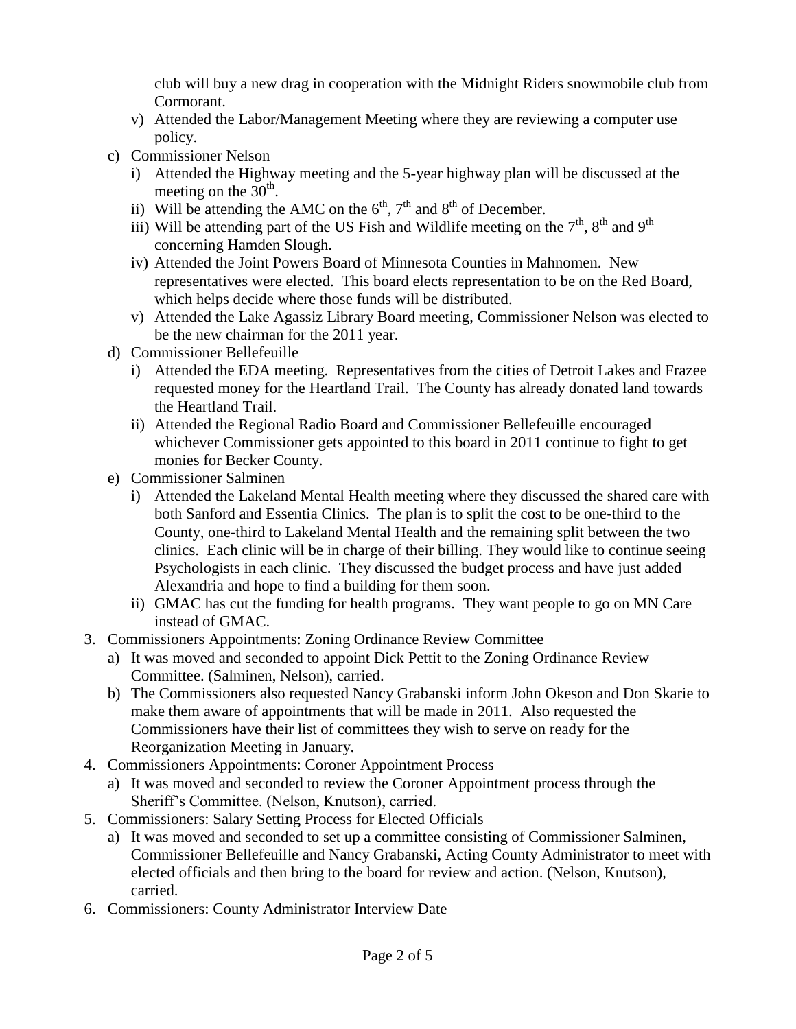club will buy a new drag in cooperation with the Midnight Riders snowmobile club from Cormorant.

   v) Attended the Labor/Management Meeting where they are reviewing a computer use policy.

c) Commissioner Nelson
   i) Attended the Highway meeting and the 5-year highway plan will be discussed at the meeting on the 30th.
   ii) Will be attending the AMC on the 6th, 7th and 8th of December.
   iii) Will be attending part of the US Fish and Wildlife meeting on the 7th, 8th and 9th concerning Hamden Slough.
   iv) Attended the Joint Powers Board of Minnesota Counties in Mahnomen. New representatives were elected. This board elects representation to be on the Red Board, which helps decide where those funds will be distributed.
   v) Attended the Lake Agassiz Library Board meeting, Commissioner Nelson was elected to be the new chairman for the 2011 year.

d) Commissioner Bellefeuille
   i) Attended the EDA meeting. Representatives from the cities of Detroit Lakes and Frazee requested money for the Heartland Trail. The County has already donated land towards the Heartland Trail.
   ii) Attended the Regional Radio Board and Commissioner Bellefeuille encouraged whichever Commissioner gets appointed to this board in 2011 continue to fight to get monies for Becker County.

e) Commissioner Salminen
   i) Attended the Lakeland Mental Health meeting where they discussed the shared care with both Sanford and Essentia Clinics. The plan is to split the cost to be one-third to the County, one-third to Lakeland Mental Health and the remaining split between the two clinics. Each clinic will be in charge of their billing. They would like to continue seeing Psychologists in each clinic. They discussed the budget process and have just added Alexandria and hope to find a building for them soon.
   ii) GMAC has cut the funding for health programs. They want people to go on MN Care instead of GMAC.

3. Commissioners Appointments: Zoning Ordinance Review Committee
   a) It was moved and seconded to appoint Dick Pettit to the Zoning Ordinance Review Committee. (Salminen, Nelson), carried.
   b) The Commissioners also requested Nancy Grabanski inform John Okeson and Don Skarie to make them aware of appointments that will be made in 2011. Also requested the Commissioners have their list of committees they wish to serve on ready for the Reorganization Meeting in January.

4. Commissioners Appointments: Coroner Appointment Process
   a) It was moved and seconded to review the Coroner Appointment process through the Sheriff's Committee. (Nelson, Knutson), carried.

5. Commissioners: Salary Setting Process for Elected Officials
   a) It was moved and seconded to set up a committee consisting of Commissioner Salminen, Commissioner Bellefeuille and Nancy Grabanski, Acting County Administrator to meet with elected officials and then bring to the board for review and action. (Nelson, Knutson), carried.

6. Commissioners: County Administrator Interview Date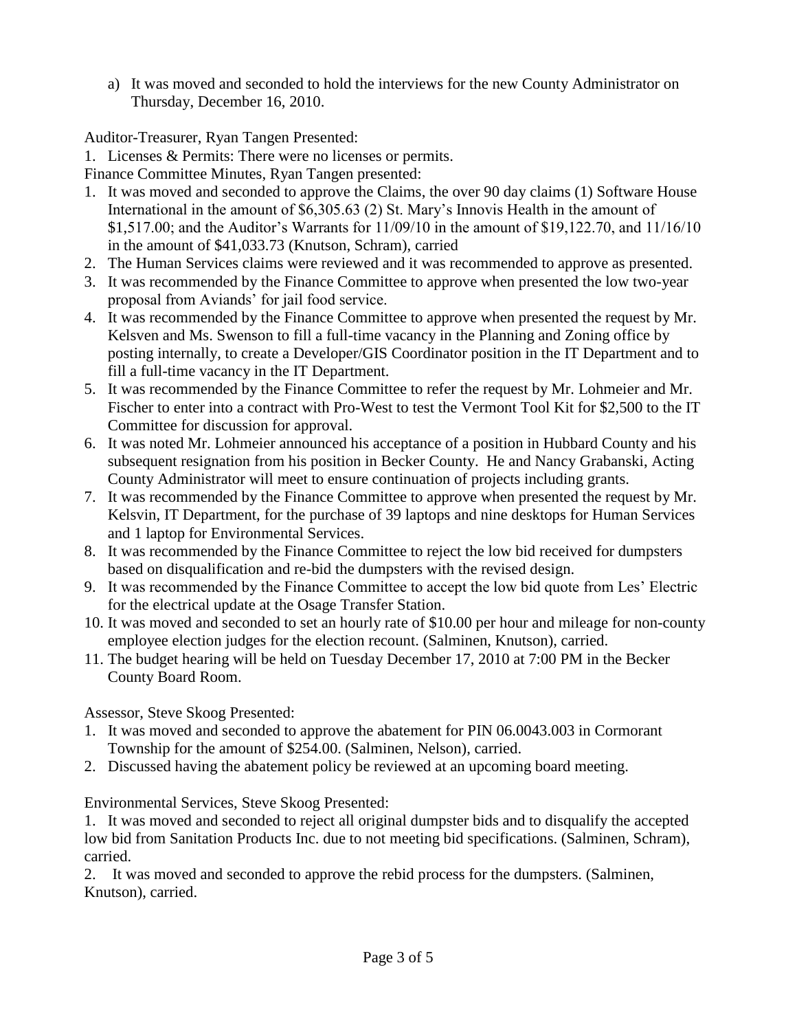a) It was moved and seconded to hold the interviews for the new County Administrator on Thursday, December 16, 2010.

Auditor-Treasurer, Ryan Tangen Presented:

1. Licenses & Permits: There were no licenses or permits.

Finance Committee Minutes, Ryan Tangen presented:

1. It was moved and seconded to approve the Claims, the over 90 day claims (1) Software House International in the amount of $6,305.63 (2) St. Mary's Innovis Health in the amount of $1,517.00; and the Auditor's Warrants for 11/09/10 in the amount of $19,122.70, and 11/16/10 in the amount of $41,033.73 (Knutson, Schram), carried
2. The Human Services claims were reviewed and it was recommended to approve as presented.
3. It was recommended by the Finance Committee to approve when presented the low two-year proposal from Aviands' for jail food service.
4. It was recommended by the Finance Committee to approve when presented the request by Mr. Kelsven and Ms. Swenson to fill a full-time vacancy in the Planning and Zoning office by posting internally, to create a Developer/GIS Coordinator position in the IT Department and to fill a full-time vacancy in the IT Department.
5. It was recommended by the Finance Committee to refer the request by Mr. Lohmeier and Mr. Fischer to enter into a contract with Pro-West to test the Vermont Tool Kit for $2,500 to the IT Committee for discussion for approval.
6. It was noted Mr. Lohmeier announced his acceptance of a position in Hubbard County and his subsequent resignation from his position in Becker County. He and Nancy Grabanski, Acting County Administrator will meet to ensure continuation of projects including grants.
7. It was recommended by the Finance Committee to approve when presented the request by Mr. Kelsvin, IT Department, for the purchase of 39 laptops and nine desktops for Human Services and 1 laptop for Environmental Services.
8. It was recommended by the Finance Committee to reject the low bid received for dumpsters based on disqualification and re-bid the dumpsters with the revised design.
9. It was recommended by the Finance Committee to accept the low bid quote from Les' Electric for the electrical update at the Osage Transfer Station.
10. It was moved and seconded to set an hourly rate of $10.00 per hour and mileage for non-county employee election judges for the election recount. (Salminen, Knutson), carried.
11. The budget hearing will be held on Tuesday December 17, 2010 at 7:00 PM in the Becker County Board Room.

Assessor, Steve Skoog Presented:

1. It was moved and seconded to approve the abatement for PIN 06.0043.003 in Cormorant Township for the amount of $254.00. (Salminen, Nelson), carried.
2. Discussed having the abatement policy be reviewed at an upcoming board meeting.

Environmental Services, Steve Skoog Presented:

1. It was moved and seconded to reject all original dumpster bids and to disqualify the accepted low bid from Sanitation Products Inc. due to not meeting bid specifications. (Salminen, Schram), carried.
2. It was moved and seconded to approve the rebid process for the dumpsters. (Salminen, Knutson), carried.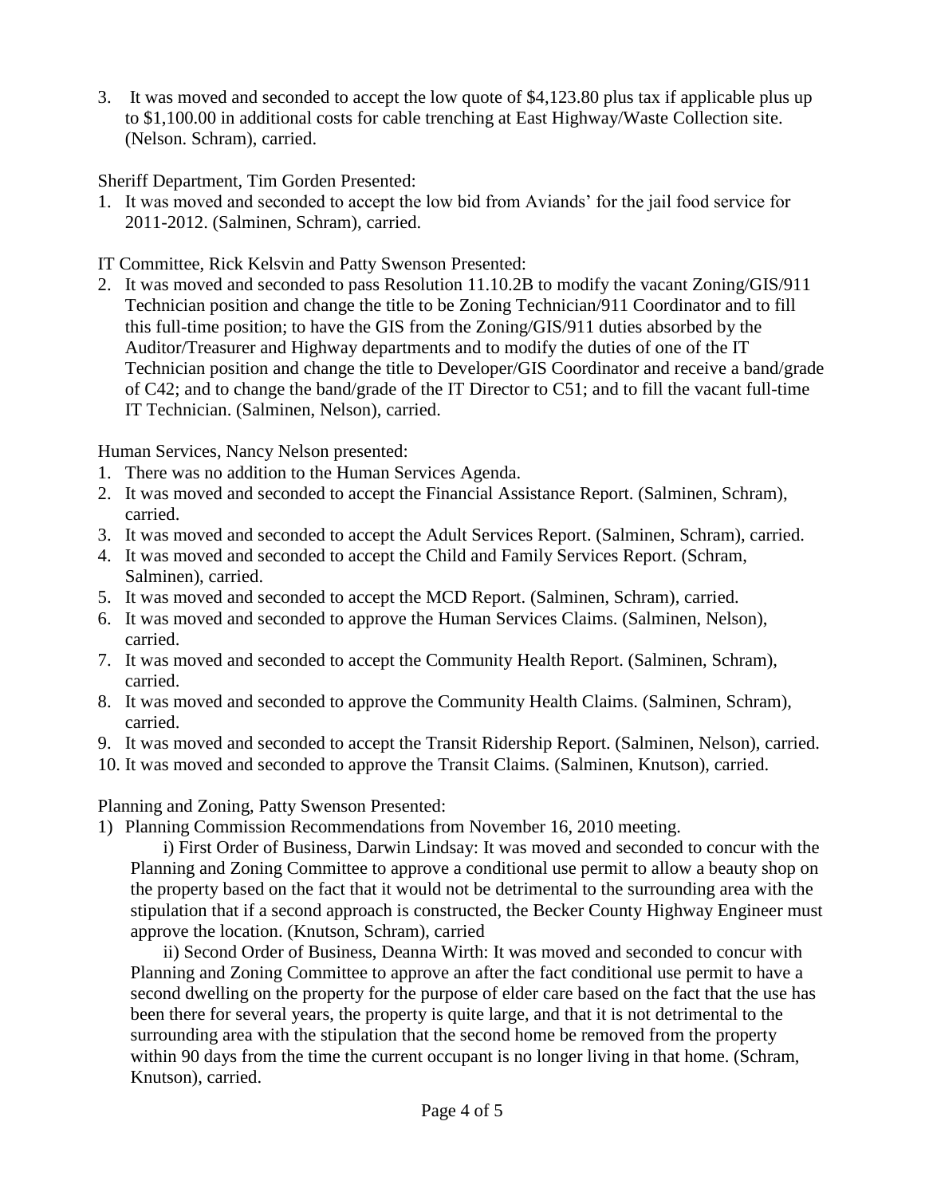3. It was moved and seconded to accept the low quote of $4,123.80 plus tax if applicable plus up to $1,100.00 in additional costs for cable trenching at East Highway/Waste Collection site. (Nelson. Schram), carried.

Sheriff Department, Tim Gorden Presented:

1. It was moved and seconded to accept the low bid from Aviands' for the jail food service for 2011-2012. (Salminen, Schram), carried.

IT Committee, Rick Kelsvin and Patty Swenson Presented:

2. It was moved and seconded to pass Resolution 11.10.2B to modify the vacant Zoning/GIS/911 Technician position and change the title to be Zoning Technician/911 Coordinator and to fill this full-time position; to have the GIS from the Zoning/GIS/911 duties absorbed by the Auditor/Treasurer and Highway departments and to modify the duties of one of the IT Technician position and change the title to Developer/GIS Coordinator and receive a band/grade of C42; and to change the band/grade of the IT Director to C51; and to fill the vacant full-time IT Technician. (Salminen, Nelson), carried.

Human Services, Nancy Nelson presented:

1. There was no addition to the Human Services Agenda.
2. It was moved and seconded to accept the Financial Assistance Report. (Salminen, Schram), carried.
3. It was moved and seconded to accept the Adult Services Report. (Salminen, Schram), carried.
4. It was moved and seconded to accept the Child and Family Services Report. (Schram, Salminen), carried.
5. It was moved and seconded to accept the MCD Report. (Salminen, Schram), carried.
6. It was moved and seconded to approve the Human Services Claims. (Salminen, Nelson), carried.
7. It was moved and seconded to accept the Community Health Report. (Salminen, Schram), carried.
8. It was moved and seconded to approve the Community Health Claims. (Salminen, Schram), carried.
9. It was moved and seconded to accept the Transit Ridership Report. (Salminen, Nelson), carried.
10. It was moved and seconded to approve the Transit Claims. (Salminen, Knutson), carried.

Planning and Zoning, Patty Swenson Presented:

1) Planning Commission Recommendations from November 16, 2010 meeting.

   i) First Order of Business, Darwin Lindsay: It was moved and seconded to concur with the Planning and Zoning Committee to approve a conditional use permit to allow a beauty shop on the property based on the fact that it would not be detrimental to the surrounding area with the stipulation that if a second approach is constructed, the Becker County Highway Engineer must approve the location. (Knutson, Schram), carried

   ii) Second Order of Business, Deanna Wirth: It was moved and seconded to concur with Planning and Zoning Committee to approve an after the fact conditional use permit to have a second dwelling on the property for the purpose of elder care based on the fact that the use has been there for several years, the property is quite large, and that it is not detrimental to the surrounding area with the stipulation that the second home be removed from the property within 90 days from the time the current occupant is no longer living in that home. (Schram, Knutson), carried.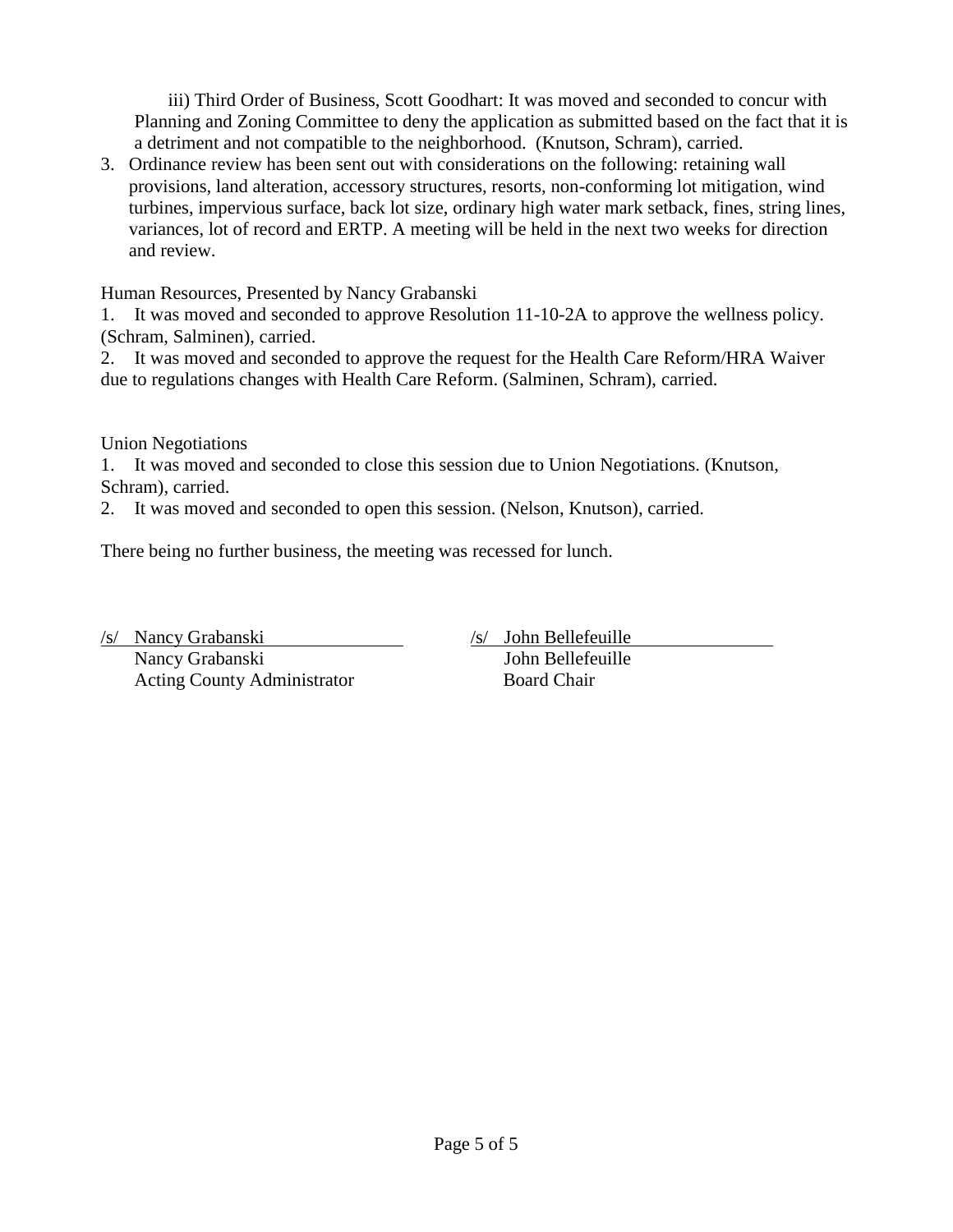iii) Third Order of Business, Scott Goodhart: It was moved and seconded to concur with Planning and Zoning Committee to deny the application as submitted based on the fact that it is a detriment and not compatible to the neighborhood. (Knutson, Schram), carried.

3. Ordinance review has been sent out with considerations on the following: retaining wall provisions, land alteration, accessory structures, resorts, non-conforming lot mitigation, wind turbines, impervious surface, back lot size, ordinary high water mark setback, fines, string lines, variances, lot of record and ERTP. A meeting will be held in the next two weeks for direction and review.

Human Resources, Presented by Nancy Grabanski

1. It was moved and seconded to approve Resolution 11-10-2A to approve the wellness policy. (Schram, Salminen), carried.
2. It was moved and seconded to approve the request for the Health Care Reform/HRA Waiver due to regulations changes with Health Care Reform. (Salminen, Schram), carried.

Union Negotiations

1. It was moved and seconded to close this session due to Union Negotiations. (Knutson, Schram), carried.
2. It was moved and seconded to open this session. (Nelson, Knutson), carried.

There being no further business, the meeting was recessed for lunch.

/s/ Nancy Grabanski
Nancy Grabanski
Acting County Administrator

/s/ John Bellefeuille
John Bellefeuille
Board Chair